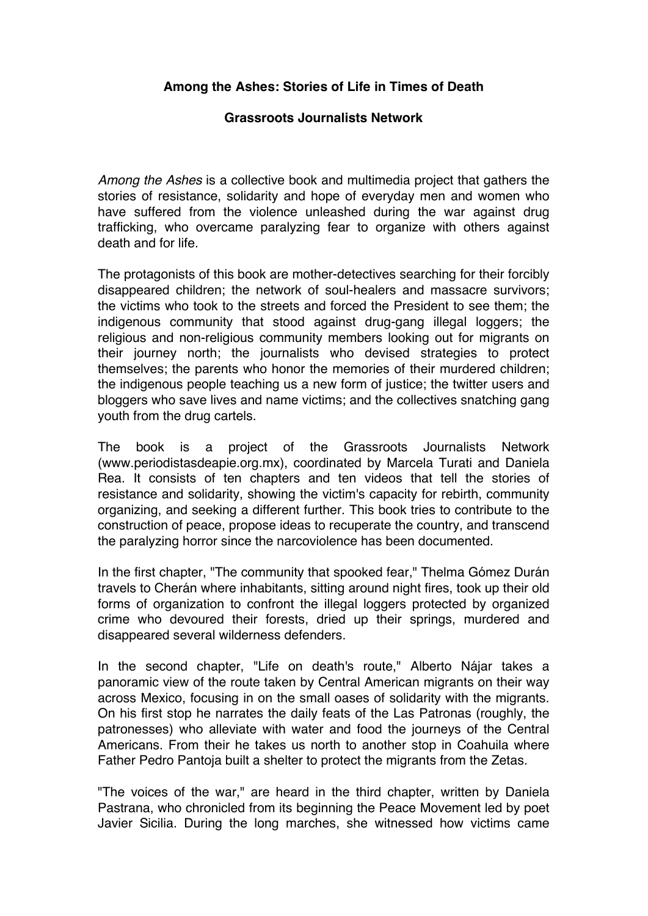**Among the Ashes: Stories of Life in Times of Death**

**Grassroots Journalists Network**

*Among the Ashes* is a collective book and multimedia project that gathers the stories of resistance, solidarity and hope of everyday men and women who have suffered from the violence unleashed during the war against drug trafficking, who overcame paralyzing fear to organize with others against death and for life.

The protagonists of this book are mother-detectives searching for their forcibly disappeared children; the network of soul-healers and massacre survivors; the victims who took to the streets and forced the President to see them; the indigenous community that stood against drug-gang illegal loggers; the religious and non-religious community members looking out for migrants on their journey north; the journalists who devised strategies to protect themselves; the parents who honor the memories of their murdered children; the indigenous people teaching us a new form of justice; the twitter users and bloggers who save lives and name victims; and the collectives snatching gang youth from the drug cartels.

The book is a project of the Grassroots Journalists Network (www.periodistasdeapie.org.mx), coordinated by Marcela Turati and Daniela Rea. It consists of ten chapters and ten videos that tell the stories of resistance and solidarity, showing the victim's capacity for rebirth, community organizing, and seeking a different further. This book tries to contribute to the construction of peace, propose ideas to recuperate the country, and transcend the paralyzing horror since the narcoviolence has been documented.

In the first chapter, "The community that spooked fear," Thelma Gómez Durán travels to Cherán where inhabitants, sitting around night fires, took up their old forms of organization to confront the illegal loggers protected by organized crime who devoured their forests, dried up their springs, murdered and disappeared several wilderness defenders.

In the second chapter, "Life on death's route," Alberto Nájar takes a panoramic view of the route taken by Central American migrants on their way across Mexico, focusing in on the small oases of solidarity with the migrants. On his first stop he narrates the daily feats of the Las Patronas (roughly, the patronesses) who alleviate with water and food the journeys of the Central Americans. From their he takes us north to another stop in Coahuila where Father Pedro Pantoja built a shelter to protect the migrants from the Zetas.

"The voices of the war," are heard in the third chapter, written by Daniela Pastrana, who chronicled from its beginning the Peace Movement led by poet Javier Sicilia. During the long marches, she witnessed how victims came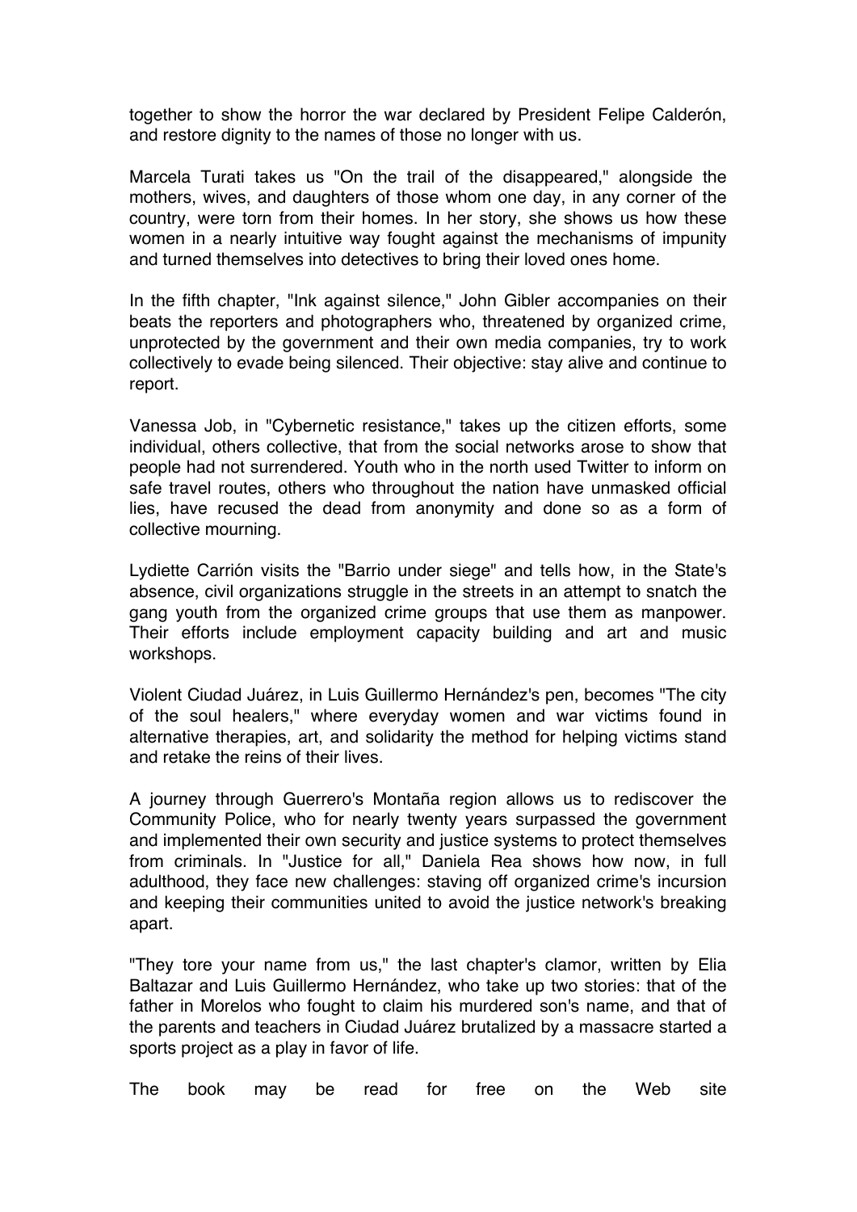together to show the horror the war declared by President Felipe Calderón, and restore dignity to the names of those no longer with us.

Marcela Turati takes us "On the trail of the disappeared," alongside the mothers, wives, and daughters of those whom one day, in any corner of the country, were torn from their homes. In her story, she shows us how these women in a nearly intuitive way fought against the mechanisms of impunity and turned themselves into detectives to bring their loved ones home.

In the fifth chapter, "Ink against silence," John Gibler accompanies on their beats the reporters and photographers who, threatened by organized crime, unprotected by the government and their own media companies, try to work collectively to evade being silenced. Their objective: stay alive and continue to report.

Vanessa Job, in "Cybernetic resistance," takes up the citizen efforts, some individual, others collective, that from the social networks arose to show that people had not surrendered. Youth who in the north used Twitter to inform on safe travel routes, others who throughout the nation have unmasked official lies, have recused the dead from anonymity and done so as a form of collective mourning.

Lydiette Carrión visits the "Barrio under siege" and tells how, in the State's absence, civil organizations struggle in the streets in an attempt to snatch the gang youth from the organized crime groups that use them as manpower. Their efforts include employment capacity building and art and music workshops.

Violent Ciudad Juárez, in Luis Guillermo Hernández's pen, becomes "The city of the soul healers," where everyday women and war victims found in alternative therapies, art, and solidarity the method for helping victims stand and retake the reins of their lives.

A journey through Guerrero's Montaña region allows us to rediscover the Community Police, who for nearly twenty years surpassed the government and implemented their own security and justice systems to protect themselves from criminals. In "Justice for all," Daniela Rea shows how now, in full adulthood, they face new challenges: staving off organized crime's incursion and keeping their communities united to avoid the justice network's breaking apart.

"They tore your name from us," the last chapter's clamor, written by Elia Baltazar and Luis Guillermo Hernández, who take up two stories: that of the father in Morelos who fought to claim his murdered son's name, and that of the parents and teachers in Ciudad Juárez brutalized by a massacre started a sports project as a play in favor of life.

The book may be read for free on the Web site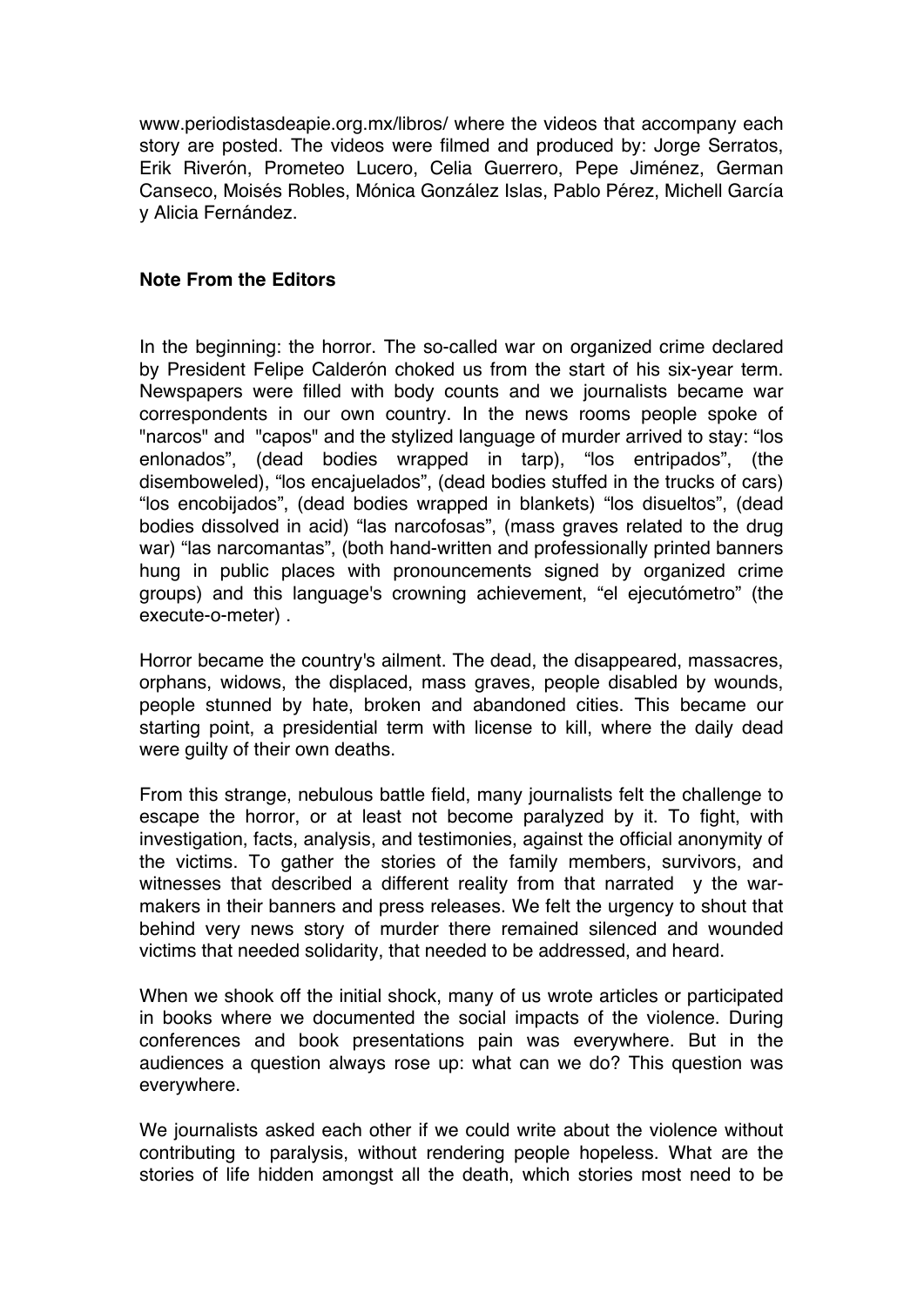www.periodistasdeapie.org.mx/libros/ where the videos that accompany each story are posted. The videos were filmed and produced by: Jorge Serratos, Erik Riverón, Prometeo Lucero, Celia Guerrero, Pepe Jiménez, German Canseco, Moisés Robles, Mónica González Islas, Pablo Pérez, Michell García y Alicia Fernández.

## Note From the Editors

In the beginning: the horror. The so-called war on organized crime declared by President Felipe Calderón choked us from the start of his six-year term. Newspapers were filled with body counts and we journalists became war correspondents in our own country. In the news rooms people spoke of "narcos" and "capos" and the stylized language of murder arrived to stay: "los enlonados", (dead bodies wrapped in tarp), "los entripados", (the disemboweled), "los encajuelados", (dead bodies stuffed in the trucks of cars) "los encobijados", (dead bodies wrapped in blankets) "los disueltos", (dead bodies dissolved in acid) "las narcofosas", (mass graves related to the drug war) "las narcomantas", (both hand-written and professionally printed banners hung in public places with pronouncements signed by organized crime groups) and this language's crowning achievement, "el ejecutómetro" (the execute-o-meter) .

Horror became the country's ailment. The dead, the disappeared, massacres, orphans, widows, the displaced, mass graves, people disabled by wounds, people stunned by hate, broken and abandoned cities. This became our starting point, a presidential term with license to kill, where the daily dead were guilty of their own deaths.

From this strange, nebulous battle field, many journalists felt the challenge to escape the horror, or at least not become paralyzed by it. To fight, with investigation, facts, analysis, and testimonies, against the official anonymity of the victims. To gather the stories of the family members, survivors, and witnesses that described a different reality from that narrated y the war-makers in their banners and press releases. We felt the urgency to shout that behind very news story of murder there remained silenced and wounded victims that needed solidarity, that needed to be addressed, and heard.

When we shook off the initial shock, many of us wrote articles or participated in books where we documented the social impacts of the violence. During conferences and book presentations pain was everywhere. But in the audiences a question always rose up: what can we do? This question was everywhere.

We journalists asked each other if we could write about the violence without contributing to paralysis, without rendering people hopeless. What are the stories of life hidden amongst all the death, which stories most need to be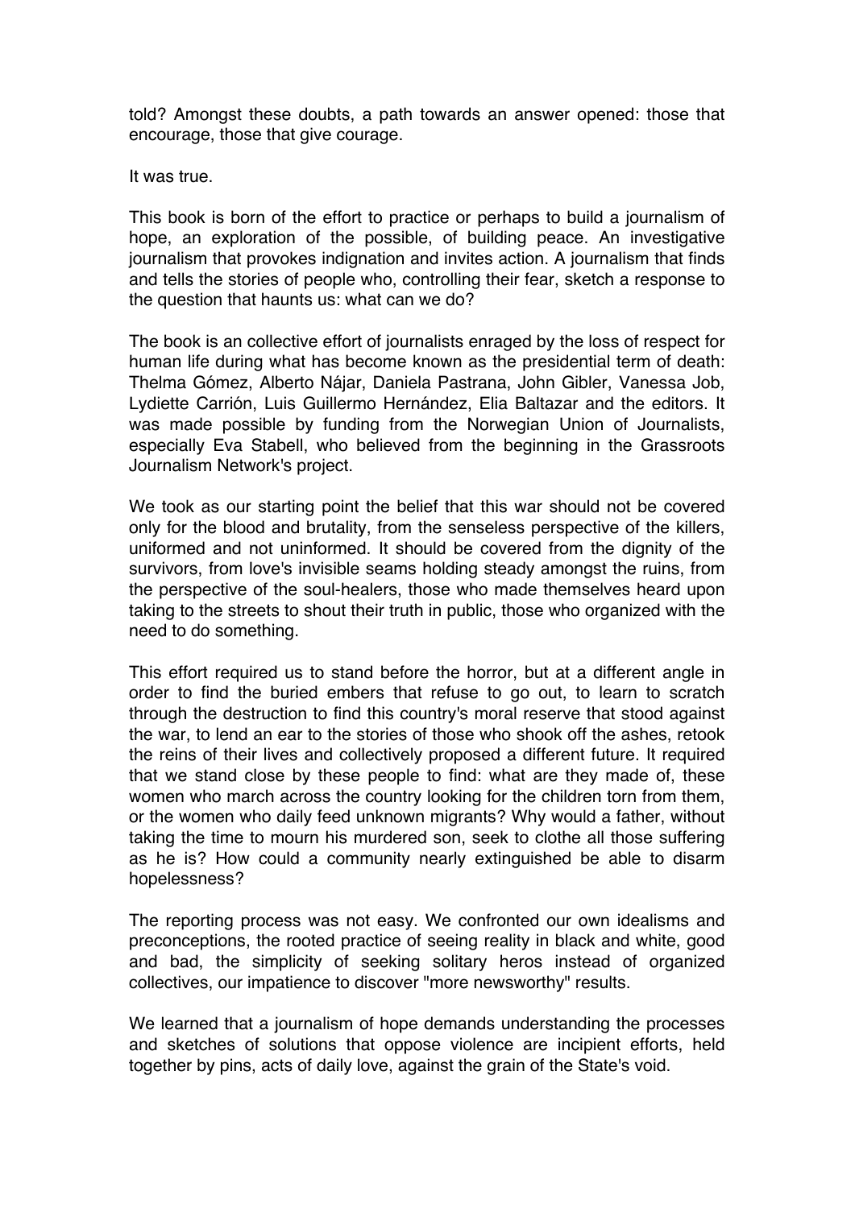told? Amongst these doubts, a path towards an answer opened: those that encourage, those that give courage.

It was true.

This book is born of the effort to practice or perhaps to build a journalism of hope, an exploration of the possible, of building peace. An investigative journalism that provokes indignation and invites action. A journalism that finds and tells the stories of people who, controlling their fear, sketch a response to the question that haunts us: what can we do?

The book is an collective effort of journalists enraged by the loss of respect for human life during what has become known as the presidential term of death: Thelma Gómez, Alberto Nájar, Daniela Pastrana, John Gibler, Vanessa Job, Lydiette Carrión, Luis Guillermo Hernández, Elia Baltazar and the editors. It was made possible by funding from the Norwegian Union of Journalists, especially Eva Stabell, who believed from the beginning in the Grassroots Journalism Network's project.

We took as our starting point the belief that this war should not be covered only for the blood and brutality, from the senseless perspective of the killers, uniformed and not uninformed. It should be covered from the dignity of the survivors, from love's invisible seams holding steady amongst the ruins, from the perspective of the soul-healers, those who made themselves heard upon taking to the streets to shout their truth in public, those who organized with the need to do something.

This effort required us to stand before the horror, but at a different angle in order to find the buried embers that refuse to go out, to learn to scratch through the destruction to find this country's moral reserve that stood against the war, to lend an ear to the stories of those who shook off the ashes, retook the reins of their lives and collectively proposed a different future. It required that we stand close by these people to find: what are they made of, these women who march across the country looking for the children torn from them, or the women who daily feed unknown migrants? Why would a father, without taking the time to mourn his murdered son, seek to clothe all those suffering as he is? How could a community nearly extinguished be able to disarm hopelessness?

The reporting process was not easy. We confronted our own idealisms and preconceptions, the rooted practice of seeing reality in black and white, good and bad, the simplicity of seeking solitary heros instead of organized collectives, our impatience to discover "more newsworthy" results.

We learned that a journalism of hope demands understanding the processes and sketches of solutions that oppose violence are incipient efforts, held together by pins, acts of daily love, against the grain of the State's void.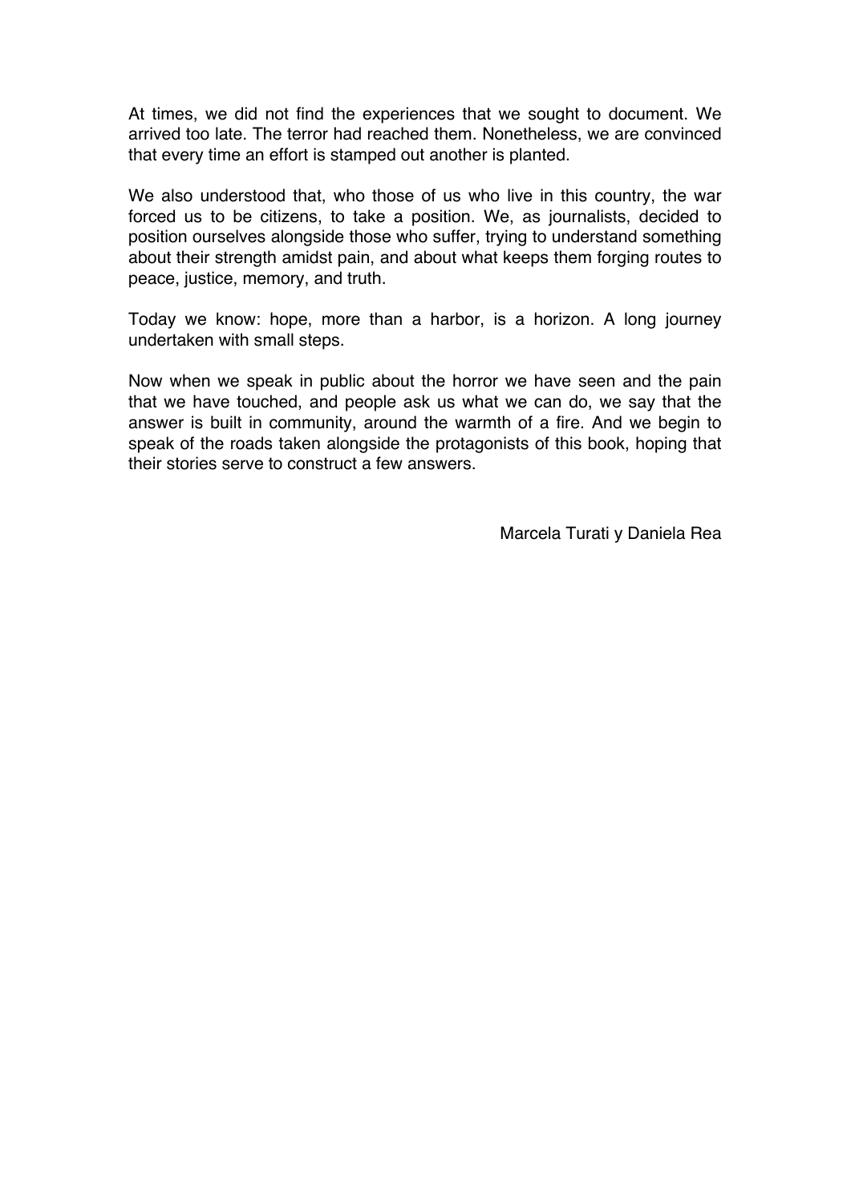At times, we did not find the experiences that we sought to document. We arrived too late. The terror had reached them. Nonetheless, we are convinced that every time an effort is stamped out another is planted.

We also understood that, who those of us who live in this country, the war forced us to be citizens, to take a position. We, as journalists, decided to position ourselves alongside those who suffer, trying to understand something about their strength amidst pain, and about what keeps them forging routes to peace, justice, memory, and truth.

Today we know: hope, more than a harbor, is a horizon. A long journey undertaken with small steps.

Now when we speak in public about the horror we have seen and the pain that we have touched, and people ask us what we can do, we say that the answer is built in community, around the warmth of a fire. And we begin to speak of the roads taken alongside the protagonists of this book, hoping that their stories serve to construct a few answers.

Marcela Turati y Daniela Rea